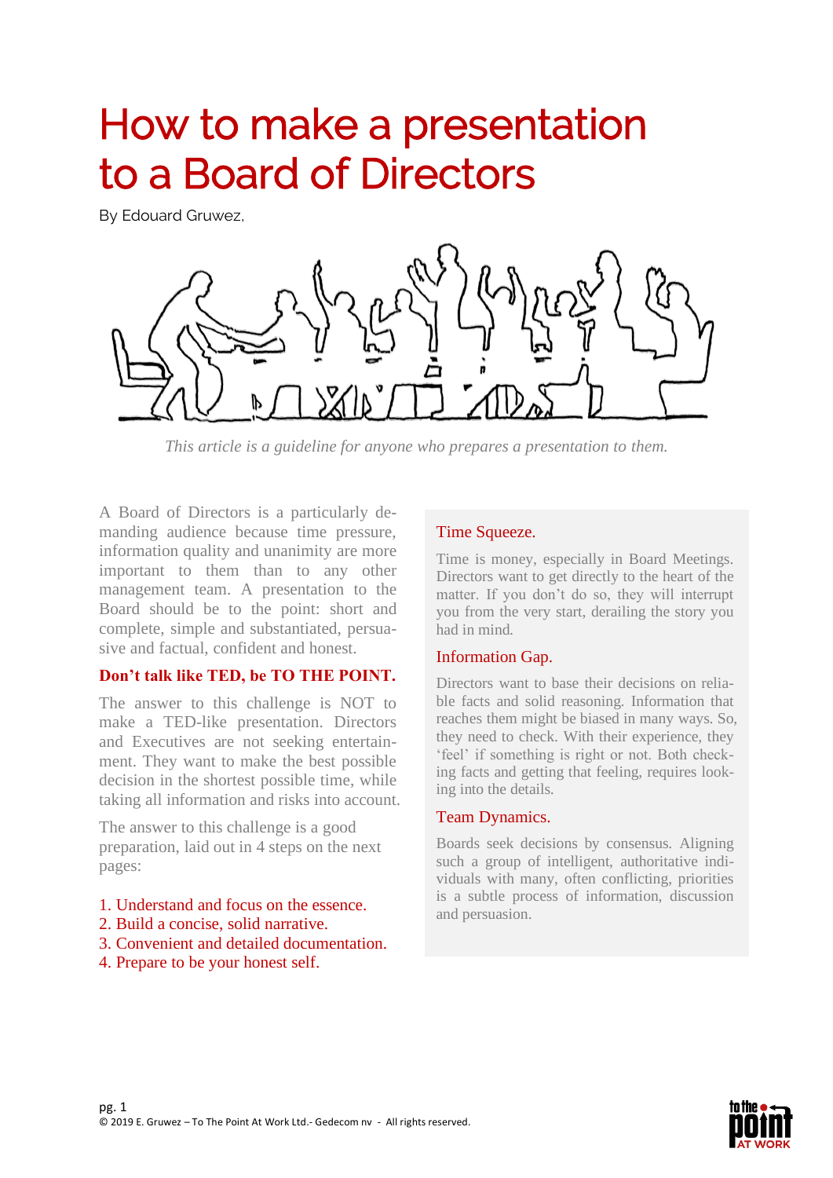# How to make a presentation to a Board of Directors

By Edouard Gruwez,

*This article is a guideline for anyone who prepares a presentation to them.*

A Board of Directors is a particularly demanding audience because time pressure, information quality and unanimity are more important to them than to any other management team. A presentation to the Board should be to the point: short and complete, simple and substantiated, persuasive and factual, confident and honest.

## Don't talk like TED, be TO THE POINT.

The answer to this challenge is NOT to make a TED-like presentation. Directors and Executives are not seeking entertainment. They want to make the best possible decision in the shortest possible time, while taking all information and risks into account.

The answer to this challenge is a good preparation, laid out in 4 steps on the next pages:

1. Understand and focus on the essence.
2. Build a concise, solid narrative.
3. Convenient and detailed documentation.
4. Prepare to be your honest self.

### Time Squeeze.

Time is money, especially in Board Meetings. Directors want to get directly to the heart of the matter. If you don't do so, they will interrupt you from the very start, derailing the story you had in mind.

### Information Gap.

Directors want to base their decisions on reliable facts and solid reasoning. Information that reaches them might be biased in many ways. So, they need to check. With their experience, they 'feel' if something is right or not. Both checking facts and getting that feeling, requires looking into the details.

### Team Dynamics.

Boards seek decisions by consensus. Aligning such a group of intelligent, authoritative individuals with many, often conflicting, priorities is a subtle process of information, discussion and persuasion.

© 2019 E. Gruwez – To The Point At Work Ltd.- Gedecom nv - All rights reserved.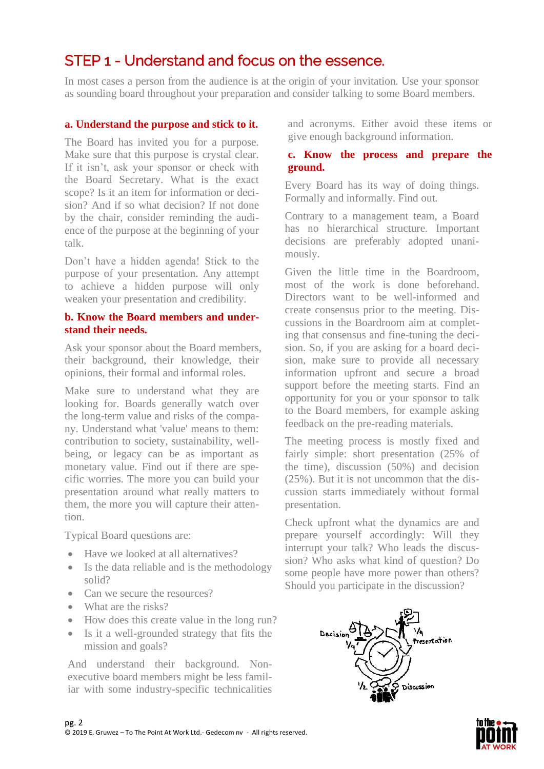# STEP 1 - Understand and focus on the essence.

In most cases a person from the audience is at the origin of your invitation. Use your sponsor as sounding board throughout your preparation and consider talking to some Board members.

## a. Understand the purpose and stick to it.

The Board has invited you for a purpose. Make sure that this purpose is crystal clear. If it isn't, ask your sponsor or check with the Board Secretary. What is the exact scope? Is it an item for information or decision? And if so what decision? If not done by the chair, consider reminding the audience of the purpose at the beginning of your talk.

Don't have a hidden agenda! Stick to the purpose of your presentation. Any attempt to achieve a hidden purpose will only weaken your presentation and credibility.

## b. Know the Board members and understand their needs.

Ask your sponsor about the Board members, their background, their knowledge, their opinions, their formal and informal roles.

Make sure to understand what they are looking for. Boards generally watch over the long-term value and risks of the company. Understand what 'value' means to them: contribution to society, sustainability, well-being, or legacy can be as important as monetary value. Find out if there are specific worries. The more you can build your presentation around what really matters to them, the more you will capture their attention.

Typical Board questions are:

- Have we looked at all alternatives?
- Is the data reliable and is the methodology solid?
- Can we secure the resources?
- What are the risks?
- How does this create value in the long run?
- Is it a well-grounded strategy that fits the mission and goals?

And understand their background. Non-executive board members might be less familiar with some industry-specific technicalities and acronyms. Either avoid these items or give enough background information.

## c. Know the process and prepare the ground.

Every Board has its way of doing things. Formally and informally. Find out.

Contrary to a management team, a Board has no hierarchical structure. Important decisions are preferably adopted unanimously.

Given the little time in the Boardroom, most of the work is done beforehand. Directors want to be well-informed and create consensus prior to the meeting. Discussions in the Boardroom aim at completing that consensus and fine-tuning the decision. So, if you are asking for a board decision, make sure to provide all necessary information upfront and secure a broad support before the meeting starts. Find an opportunity for you or your sponsor to talk to the Board members, for example asking feedback on the pre-reading materials.

The meeting process is mostly fixed and fairly simple: short presentation (25% of the time), discussion (50%) and decision (25%). But it is not uncommon that the discussion starts immediately without formal presentation.

Check upfront what the dynamics are and prepare yourself accordingly: Will they interrupt your talk? Who leads the discussion? Who asks what kind of question? Do some people have more power than others? Should you participate in the discussion?

Decision 1/4 — Presentation 1/4 — Discussion 1/2

© 2019 E. Gruwez – To The Point At Work Ltd.- Gedecom nv - All rights reserved.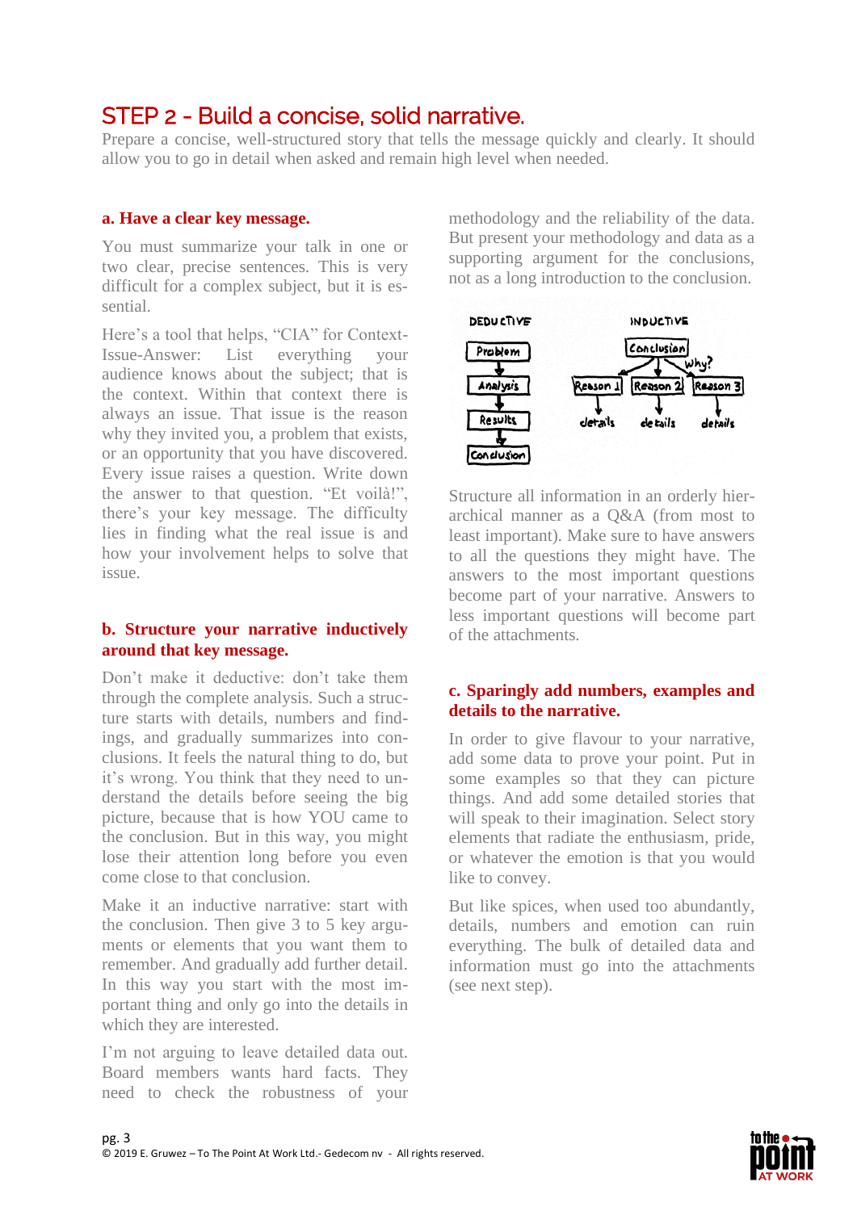# STEP 2 - Build a concise, solid narrative.

Prepare a concise, well-structured story that tells the message quickly and clearly. It should allow you to go in detail when asked and remain high level when needed.

### a. Have a clear key message.

You must summarize your talk in one or two clear, precise sentences. This is very difficult for a complex subject, but it is essential.

Here's a tool that helps, "CIA" for Context-Issue-Answer: List everything your audience knows about the subject; that is the context. Within that context there is always an issue. That issue is the reason why they invited you, a problem that exists, or an opportunity that you have discovered. Every issue raises a question. Write down the answer to that question. "Et voilà!", there's your key message. The difficulty lies in finding what the real issue is and how your involvement helps to solve that issue.

### b. Structure your narrative inductively around that key message.

Don't make it deductive: don't take them through the complete analysis. Such a structure starts with details, numbers and findings, and gradually summarizes into conclusions. It feels the natural thing to do, but it's wrong. You think that they need to understand the details before seeing the big picture, because that is how YOU came to the conclusion. But in this way, you might lose their attention long before you even come close to that conclusion.

Make it an inductive narrative: start with the conclusion. Then give 3 to 5 key arguments or elements that you want them to remember. And gradually add further detail. In this way you start with the most important thing and only go into the details in which they are interested.

I'm not arguing to leave detailed data out. Board members wants hard facts. They need to check the robustness of your methodology and the reliability of the data. But present your methodology and data as a supporting argument for the conclusions, not as a long introduction to the conclusion.

DEDUCTIVE: Problem → Analysis → Results → Conclusion

INDUCTIVE: Conclusion → (why?) → Reason 1, Reason 2, Reason 3 → details

Structure all information in an orderly hierarchical manner as a Q&A (from most to least important). Make sure to have answers to all the questions they might have. The answers to the most important questions become part of your narrative. Answers to less important questions will become part of the attachments.

### c. Sparingly add numbers, examples and details to the narrative.

In order to give flavour to your narrative, add some data to prove your point. Put in some examples so that they can picture things. And add some detailed stories that will speak to their imagination. Select story elements that radiate the enthusiasm, pride, or whatever the emotion is that you would like to convey.

But like spices, when used too abundantly, details, numbers and emotion can ruin everything. The bulk of detailed data and information must go into the attachments (see next step).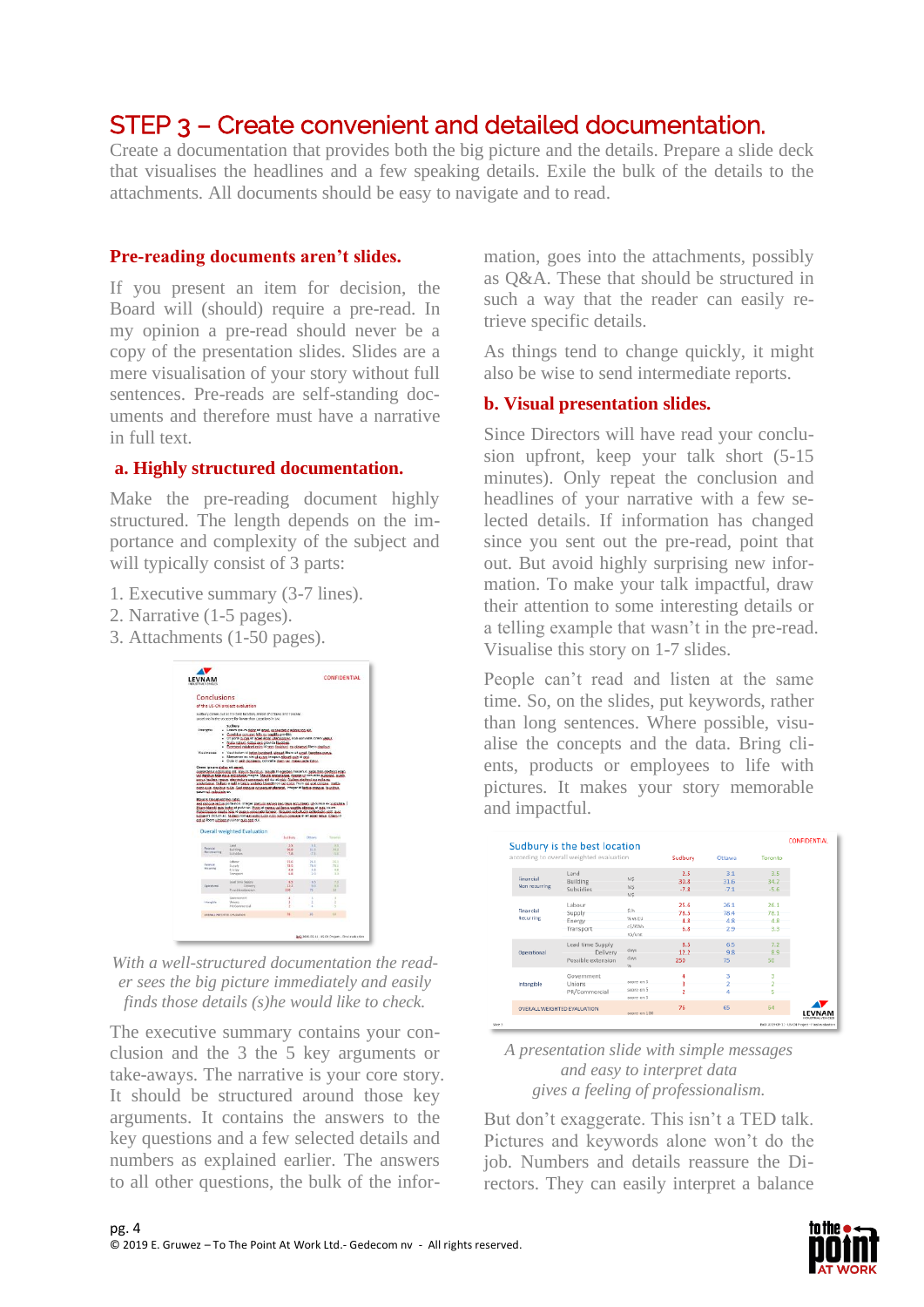# STEP 3 – Create convenient and detailed documentation.

Create a documentation that provides both the big picture and the details. Prepare a slide deck that visualises the headlines and a few speaking details. Exile the bulk of the details to the attachments. All documents should be easy to navigate and to read.

**Pre-reading documents aren't slides.**

If you present an item for decision, the Board will (should) require a pre-read. In my opinion a pre-read should never be a copy of the presentation slides. Slides are a mere visualisation of your story without full sentences. Pre-reads are self-standing documents and therefore must have a narrative in full text.

**a. Highly structured documentation.**

Make the pre-reading document highly structured. The length depends on the importance and complexity of the subject and will typically consist of 3 parts:

1. Executive summary (3-7 lines).
2. Narrative (1-5 pages).
3. Attachments (1-50 pages).

*With a well-structured documentation the reader sees the big picture immediately and easily finds those details (s)he would like to check.*

The executive summary contains your conclusion and the 3 the 5 key arguments or take-aways. The narrative is your core story. It should be structured around those key arguments. It contains the answers to the key questions and a few selected details and numbers as explained earlier. The answers to all other questions, the bulk of the information, goes into the attachments, possibly as Q&A. These that should be structured in such a way that the reader can easily retrieve specific details.

As things tend to change quickly, it might also be wise to send intermediate reports.

**b. Visual presentation slides.**

Since Directors will have read your conclusion upfront, keep your talk short (5-15 minutes). Only repeat the conclusion and headlines of your narrative with a few selected details. If information has changed since you sent out the pre-read, point that out. But avoid highly surprising new information. To make your talk impactful, draw their attention to some interesting details or a telling example that wasn't in the pre-read. Visualise this story on 1-7 slides.

People can't read and listen at the same time. So, on the slides, put keywords, rather than long sentences. Where possible, visualise the concepts and the data. Bring clients, products or employees to life with pictures. It makes your story memorable and impactful.

*A presentation slide with simple messages and easy to interpret data gives a feeling of professionalism.*

But don't exaggerate. This isn't a TED talk. Pictures and keywords alone won't do the job. Numbers and details reassure the Directors. They can easily interpret a balance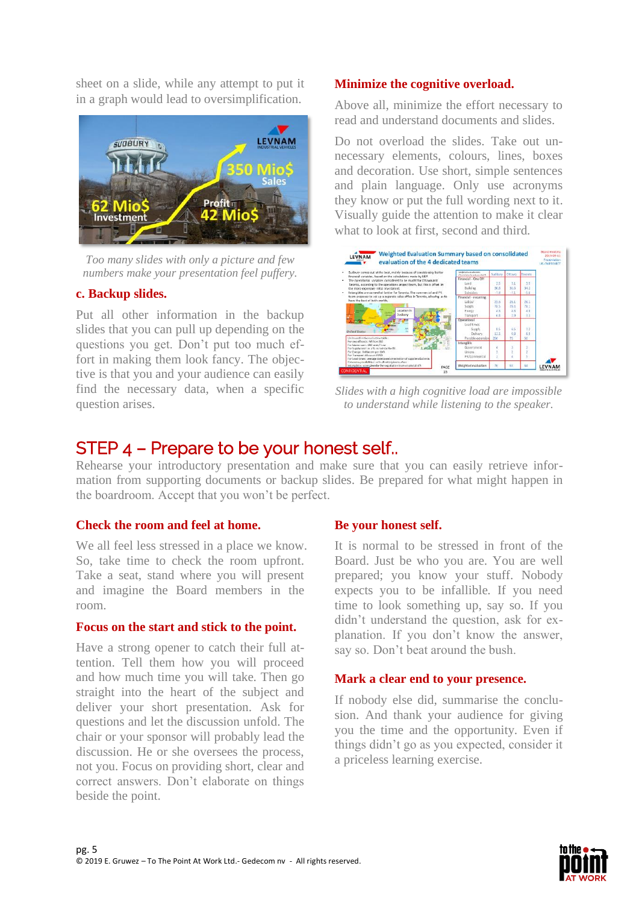sheet on a slide, while any attempt to put it in a graph would lead to oversimplification.

*Too many slides with only a picture and few numbers make your presentation feel puffery.*

**c. Backup slides.**

Put all other information in the backup slides that you can pull up depending on the questions you get. Don't put too much effort in making them look fancy. The objective is that you and your audience can easily find the necessary data, when a specific question arises.

**Minimize the cognitive overload.**

Above all, minimize the effort necessary to read and understand documents and slides.

Do not overload the slides. Take out unnecessary elements, colours, lines, boxes and decoration. Use short, simple sentences and plain language. Only use acronyms they know or put the full wording next to it. Visually guide the attention to make it clear what to look at first, second and third.

*Slides with a high cognitive load are impossible to understand while listening to the speaker.*

## STEP 4 – Prepare to be your honest self..

Rehearse your introductory presentation and make sure that you can easily retrieve information from supporting documents or backup slides. Be prepared for what might happen in the boardroom. Accept that you won't be perfect.

**Check the room and feel at home.**

We all feel less stressed in a place we know. So, take time to check the room upfront. Take a seat, stand where you will present and imagine the Board members in the room.

**Focus on the start and stick to the point.**

Have a strong opener to catch their full attention. Tell them how you will proceed and how much time you will take. Then go straight into the heart of the subject and deliver your short presentation. Ask for questions and let the discussion unfold. The chair or your sponsor will probably lead the discussion. He or she oversees the process, not you. Focus on providing short, clear and correct answers. Don't elaborate on things beside the point.

**Be your honest self.**

It is normal to be stressed in front of the Board. Just be who you are. You are well prepared; you know your stuff. Nobody expects you to be infallible. If you need time to look something up, say so. If you didn't understand the question, ask for explanation. If you don't know the answer, say so. Don't beat around the bush.

**Mark a clear end to your presence.**

If nobody else did, summarise the conclusion. And thank your audience for giving you the time and the opportunity. Even if things didn't go as you expected, consider it a priceless learning exercise.

© 2019 E. Gruwez – To The Point At Work Ltd.- Gedecom nv - All rights reserved.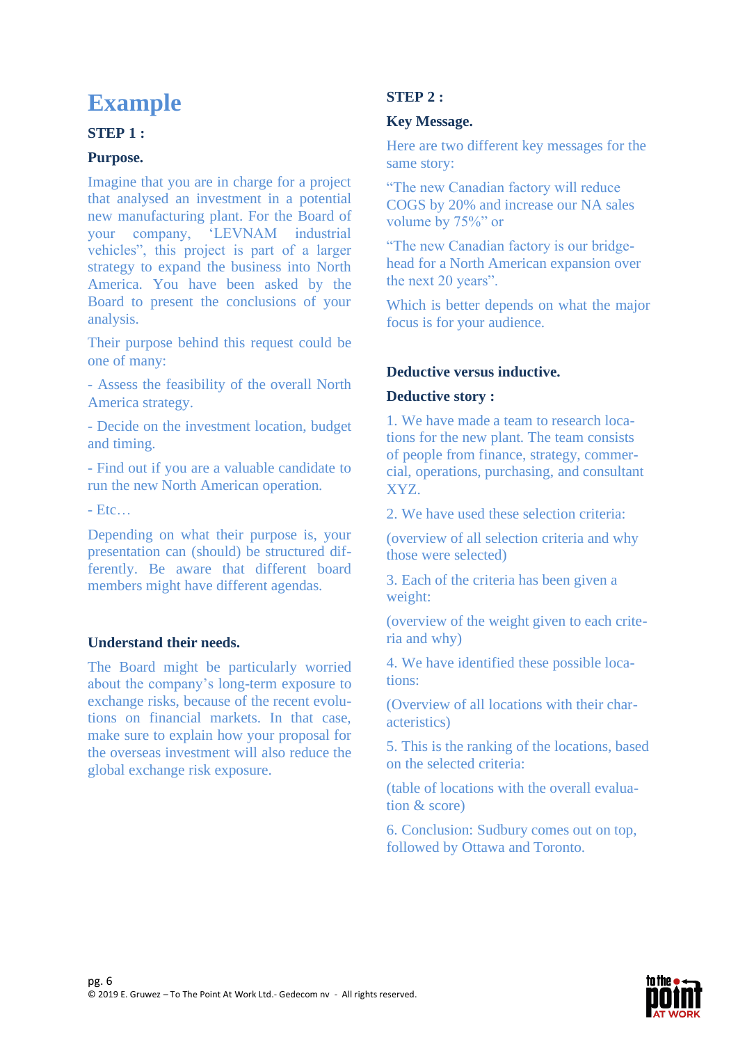# Example

### STEP 1 :

**Purpose.**

Imagine that you are in charge for a project that analysed an investment in a potential new manufacturing plant. For the Board of your company, 'LEVNAM industrial vehicles", this project is part of a larger strategy to expand the business into North America. You have been asked by the Board to present the conclusions of your analysis.

Their purpose behind this request could be one of many:

- Assess the feasibility of the overall North America strategy.

- Decide on the investment location, budget and timing.

- Find out if you are a valuable candidate to run the new North American operation.

- Etc…

Depending on what their purpose is, your presentation can (should) be structured differently. Be aware that different board members might have different agendas.

**Understand their needs.**

The Board might be particularly worried about the company's long-term exposure to exchange risks, because of the recent evolutions on financial markets. In that case, make sure to explain how your proposal for the overseas investment will also reduce the global exchange risk exposure.

### STEP 2 :

**Key Message.**

Here are two different key messages for the same story:

"The new Canadian factory will reduce COGS by 20% and increase our NA sales volume by 75%" or

"The new Canadian factory is our bridge-head for a North American expansion over the next 20 years".

Which is better depends on what the major focus is for your audience.

**Deductive versus inductive.**

**Deductive story :**

1. We have made a team to research locations for the new plant. The team consists of people from finance, strategy, commercial, operations, purchasing, and consultant XYZ.

2. We have used these selection criteria:

(overview of all selection criteria and why those were selected)

3. Each of the criteria has been given a weight:

(overview of the weight given to each criteria and why)

4. We have identified these possible locations:

(Overview of all locations with their characteristics)

5. This is the ranking of the locations, based on the selected criteria:

(table of locations with the overall evaluation & score)

6. Conclusion: Sudbury comes out on top, followed by Ottawa and Toronto.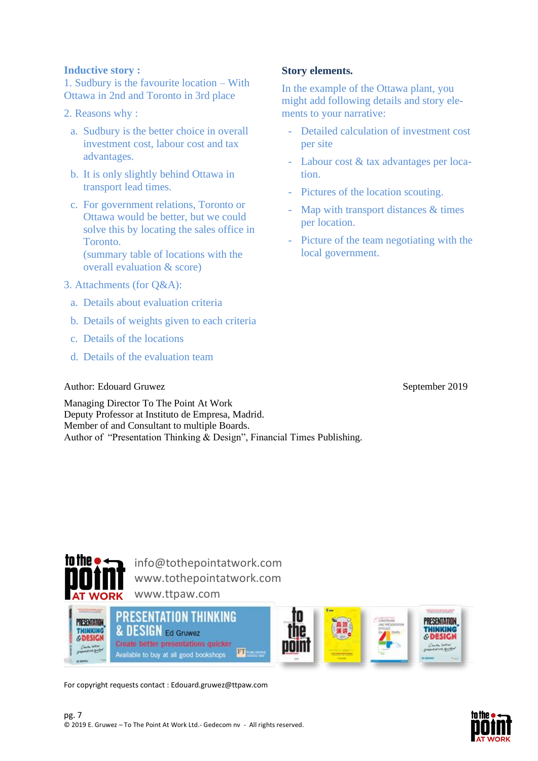**Inductive story :**

1. Sudbury is the favourite location – With Ottawa in 2nd and Toronto in 3rd place

2. Reasons why :

   a. Sudbury is the better choice in overall investment cost, labour cost and tax advantages.

   b. It is only slightly behind Ottawa in transport lead times.

   c. For government relations, Toronto or Ottawa would be better, but we could solve this by locating the sales office in Toronto.
      (summary table of locations with the overall evaluation & score)

3. Attachments (for Q&A):

   a. Details about evaluation criteria

   b. Details of weights given to each criteria

   c. Details of the locations

   d. Details of the evaluation team

**Story elements.**

In the example of the Ottawa plant, you might add following details and story elements to your narrative:

- Detailed calculation of investment cost per site
- Labour cost & tax advantages per location.
- Pictures of the location scouting.
- Map with transport distances & times per location.
- Picture of the team negotiating with the local government.

Author: Edouard Gruwez

September 2019

Managing Director To The Point At Work
Deputy Professor at Instituto de Empresa, Madrid.
Member of and Consultant to multiple Boards.
Author of "Presentation Thinking & Design", Financial Times Publishing.

info@tothepointatwork.com
www.tothepointatwork.com
www.ttpaw.com

PRESENTATION THINKING & DESIGN Ed Gruwez
Create better presentations quicker
Available to buy at all good bookshops

For copyright requests contact : Edouard.gruwez@ttpaw.com

© 2019 E. Gruwez – To The Point At Work Ltd.- Gedecom nv - All rights reserved.